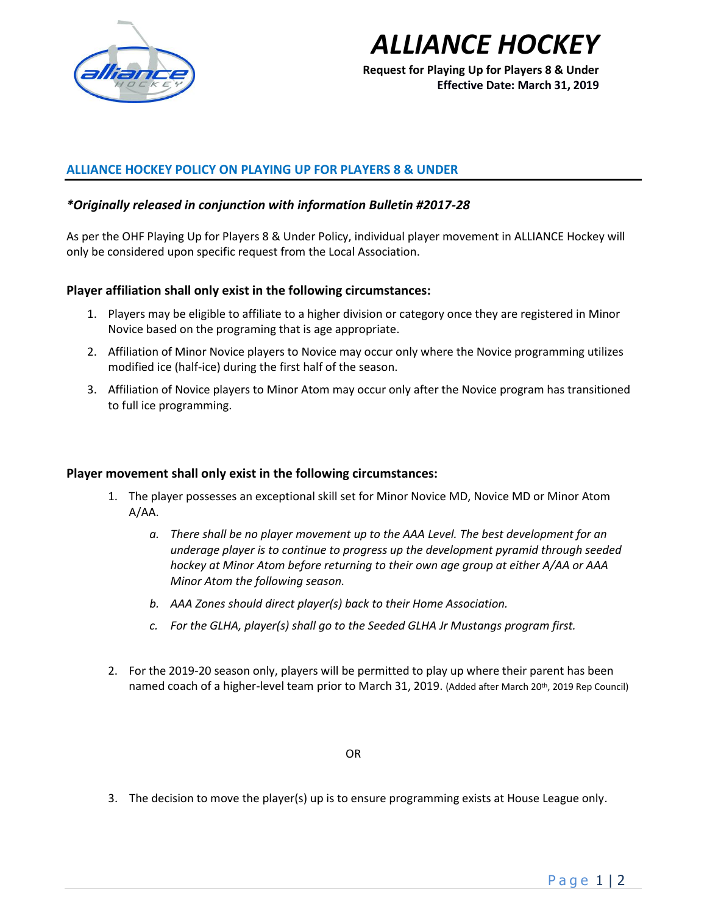# ALLIANCE HOCKEY

**Request for Playing Up for Players 8 & Under**
**Effective Date: March 31, 2019**

## ALLIANCE HOCKEY POLICY ON PLAYING UP FOR PLAYERS 8 & UNDER

***Originally released in conjunction with information Bulletin #2017-28***

As per the OHF Playing Up for Players 8 & Under Policy, individual player movement in ALLIANCE Hockey will only be considered upon specific request from the Local Association.

### Player affiliation shall only exist in the following circumstances:

1. Players may be eligible to affiliate to a higher division or category once they are registered in Minor Novice based on the programing that is age appropriate.
2. Affiliation of Minor Novice players to Novice may occur only where the Novice programming utilizes modified ice (half-ice) during the first half of the season.
3. Affiliation of Novice players to Minor Atom may occur only after the Novice program has transitioned to full ice programming.

### Player movement shall only exist in the following circumstances:

1. The player possesses an exceptional skill set for Minor Novice MD, Novice MD or Minor Atom A/AA.
   a. *There shall be no player movement up to the AAA Level. The best development for an underage player is to continue to progress up the development pyramid through seeded hockey at Minor Atom before returning to their own age group at either A/AA or AAA Minor Atom the following season.*
   b. *AAA Zones should direct player(s) back to their Home Association.*
   c. *For the GLHA, player(s) shall go to the Seeded GLHA Jr Mustangs program first.*

2. For the 2019-20 season only, players will be permitted to play up where their parent has been named coach of a higher-level team prior to March 31, 2019. (Added after March 20th, 2019 Rep Council)

OR

3. The decision to move the player(s) up is to ensure programming exists at House League only.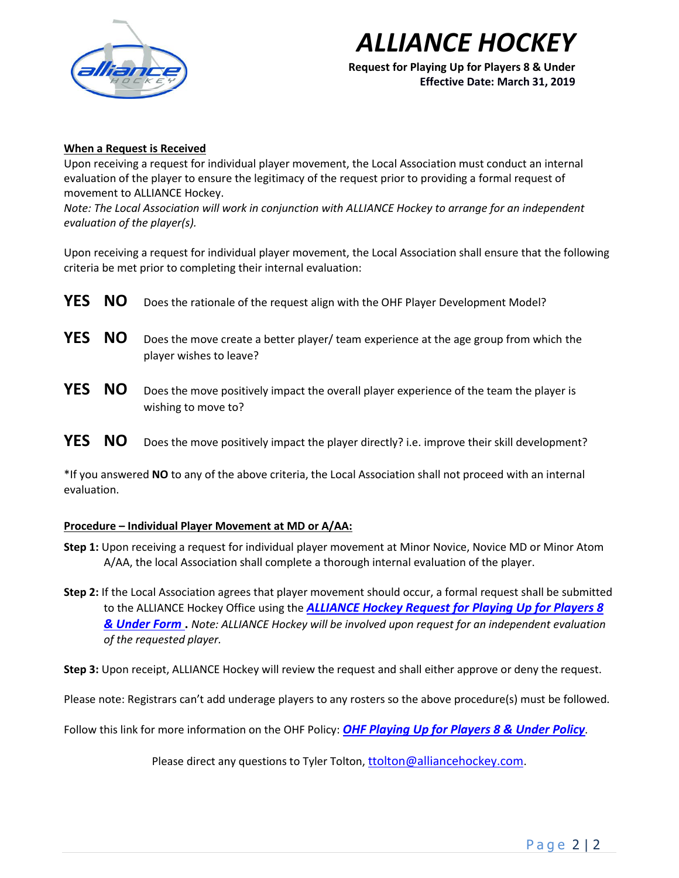# ALLIANCE HOCKEY

**Request for Playing Up for Players 8 & Under**
**Effective Date: March 31, 2019**

**When a Request is Received**

Upon receiving a request for individual player movement, the Local Association must conduct an internal evaluation of the player to ensure the legitimacy of the request prior to providing a formal request of movement to ALLIANCE Hockey.
*Note: The Local Association will work in conjunction with ALLIANCE Hockey to arrange for an independent evaluation of the player(s).*

Upon receiving a request for individual player movement, the Local Association shall ensure that the following criteria be met prior to completing their internal evaluation:

**YES NO** Does the rationale of the request align with the OHF Player Development Model?

**YES NO** Does the move create a better player/ team experience at the age group from which the player wishes to leave?

**YES NO** Does the move positively impact the overall player experience of the team the player is wishing to move to?

**YES NO** Does the move positively impact the player directly? i.e. improve their skill development?

*If you answered **NO** to any of the above criteria, the Local Association shall not proceed with an internal evaluation.

**Procedure – Individual Player Movement at MD or A/AA:**

**Step 1:** Upon receiving a request for individual player movement at Minor Novice, Novice MD or Minor Atom A/AA, the local Association shall complete a thorough internal evaluation of the player.

**Step 2:** If the Local Association agrees that player movement should occur, a formal request shall be submitted to the ALLIANCE Hockey Office using the ***ALLIANCE Hockey Request for Playing Up for Players 8 & Under Form*** **.** *Note: ALLIANCE Hockey will be involved upon request for an independent evaluation of the requested player.*

**Step 3:** Upon receipt, ALLIANCE Hockey will review the request and shall either approve or deny the request.

Please note: Registrars can't add underage players to any rosters so the above procedure(s) must be followed.

Follow this link for more information on the OHF Policy: ***OHF Playing Up for Players 8 & Under Policy***.

Please direct any questions to Tyler Tolton, ttolton@alliancehockey.com.